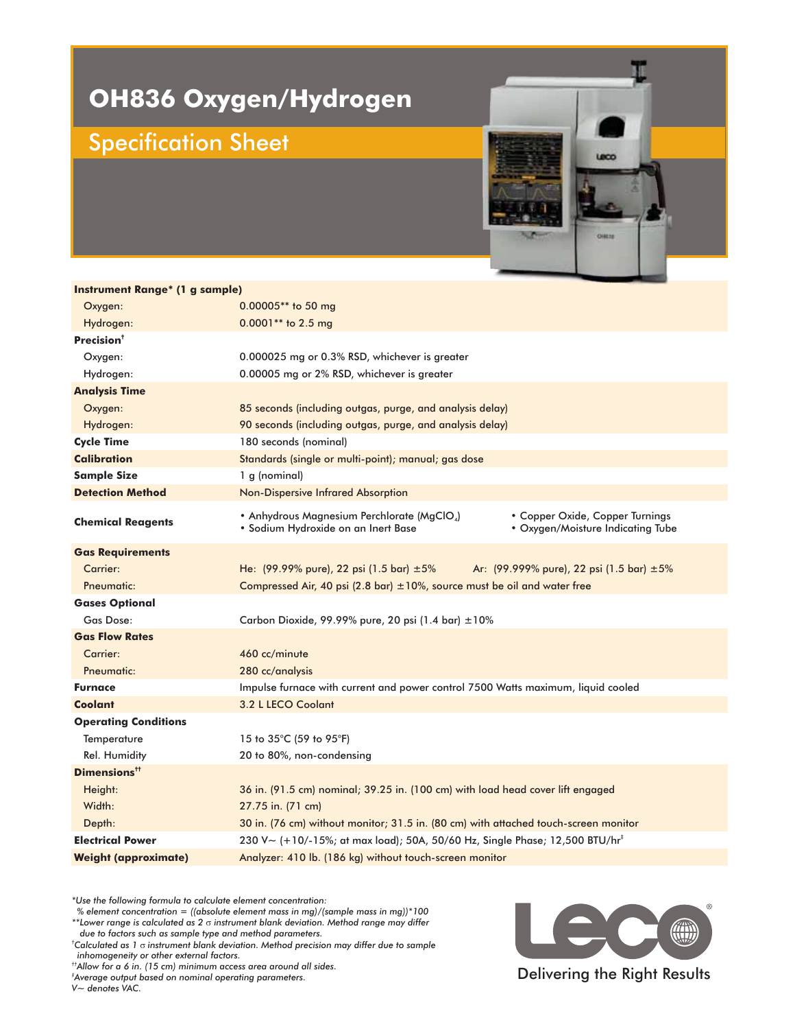# OH836 Oxygen/Hydrogen

## Specification Sheet

| | |
|---|---|
| **Instrument Range* (1 g sample)** | |
| Oxygen: | 0.00005** to 50 mg |
| Hydrogen: | 0.0001** to 2.5 mg |
| **Precision**[†] | |
| Oxygen: | 0.000025 mg or 0.3% RSD, whichever is greater |
| Hydrogen: | 0.00005 mg or 2% RSD, whichever is greater |
| **Analysis Time** | |
| Oxygen: | 85 seconds (including outgas, purge, and analysis delay) |
| Hydrogen: | 90 seconds (including outgas, purge, and analysis delay) |
| **Cycle Time** | 180 seconds (nominal) |
| **Calibration** | Standards (single or multi-point); manual; gas dose |
| **Sample Size** | 1 g (nominal) |
| **Detection Method** | Non-Dispersive Infrared Absorption |
| **Chemical Reagents** | • Anhydrous Magnesium Perchlorate ($MgClO_4$) • Sodium Hydroxide on an Inert Base • Copper Oxide, Copper Turnings • Oxygen/Moisture Indicating Tube |
| **Gas Requirements** | |
| Carrier: | He: (99.99% pure), 22 psi (1.5 bar) ±5% Ar: (99.999% pure), 22 psi (1.5 bar) ±5% |
| Pneumatic: | Compressed Air, 40 psi (2.8 bar) ±10%, source must be oil and water free |
| **Gases Optional** | |
| Gas Dose: | Carbon Dioxide, 99.99% pure, 20 psi (1.4 bar) ±10% |
| **Gas Flow Rates** | |
| Carrier: | 460 cc/minute |
| Pneumatic: | 280 cc/analysis |
| **Furnace** | Impulse furnace with current and power control 7500 Watts maximum, liquid cooled |
| **Coolant** | 3.2 L LECO Coolant |
| **Operating Conditions** | |
| Temperature | 15 to 35°C (59 to 95°F) |
| Rel. Humidity | 20 to 80%, non-condensing |
| **Dimensions**[††] | |
| Height: | 36 in. (91.5 cm) nominal; 39.25 in. (100 cm) with load head cover lift engaged |
| Width: | 27.75 in. (71 cm) |
| Depth: | 30 in. (76 cm) without monitor; 31.5 in. (80 cm) with attached touch-screen monitor |
| **Electrical Power** | 230 V~ (+10/-15%; at max load); 50A, 50/60 Hz, Single Phase; 12,500 BTU/hr[‡] |
| **Weight (approximate)** | Analyzer: 410 lb. (186 kg) without touch-screen monitor |

*Use the following formula to calculate element concentration:
% element concentration = ((absolute element mass in mg)/(sample mass in mg))*100

**Lower range is calculated as 2 σ instrument blank deviation. Method range may differ due to factors such as sample type and method parameters.

[†]Calculated as 1 σ instrument blank deviation. Method precision may differ due to sample inhomogeneity or other external factors.

[††]Allow for a 6 in. (15 cm) minimum access area around all sides.

[‡]Average output based on nominal operating parameters.

V~ denotes VAC.

LECO®

Delivering the Right Results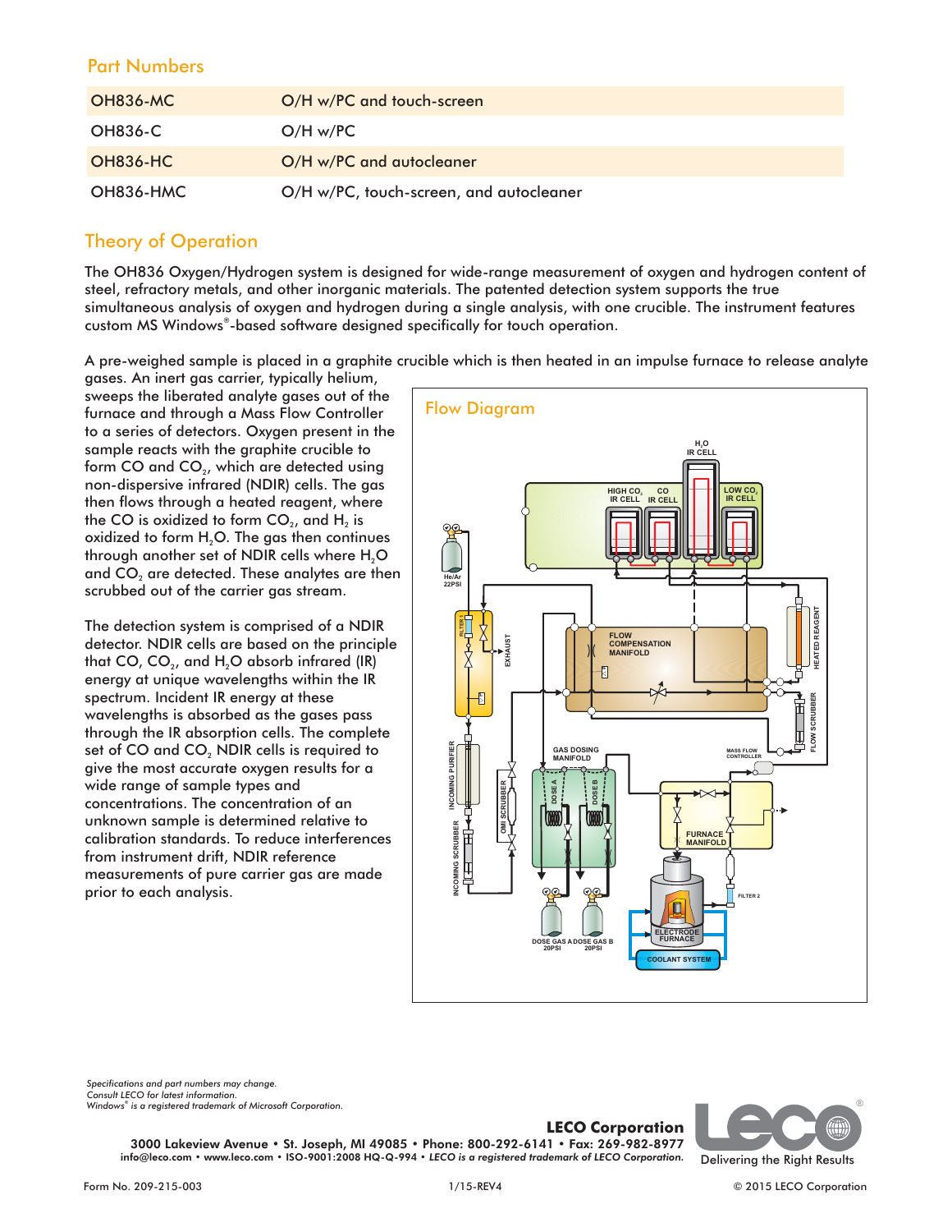## Part Numbers

| | |
|---|---|
| OH836-MC | O/H w/PC and touch-screen |
| OH836-C | O/H w/PC |
| OH836-HC | O/H w/PC and autocleaner |
| OH836-HMC | O/H w/PC, touch-screen, and autocleaner |

## Theory of Operation

The OH836 Oxygen/Hydrogen system is designed for wide-range measurement of oxygen and hydrogen content of steel, refractory metals, and other inorganic materials. The patented detection system supports the true simultaneous analysis of oxygen and hydrogen during a single analysis, with one crucible. The instrument features custom MS Windows®-based software designed specifically for touch operation.

A pre-weighed sample is placed in a graphite crucible which is then heated in an impulse furnace to release analyte gases. An inert gas carrier, typically helium, sweeps the liberated analyte gases out of the furnace and through a Mass Flow Controller to a series of detectors. Oxygen present in the sample reacts with the graphite crucible to form CO and $CO_2$, which are detected using non-dispersive infrared (NDIR) cells. The gas then flows through a heated reagent, where the CO is oxidized to form $CO_2$, and $H_2$ is oxidized to form $H_2O$. The gas then continues through another set of NDIR cells where $H_2O$ and $CO_2$ are detected. These analytes are then scrubbed out of the carrier gas stream.

The detection system is comprised of a NDIR detector. NDIR cells are based on the principle that CO, $CO_2$, and $H_2O$ absorb infrared (IR) energy at unique wavelengths within the IR spectrum. Incident IR energy at these wavelengths is absorbed as the gases pass through the IR absorption cells. The complete set of CO and $CO_2$ NDIR cells is required to give the most accurate oxygen results for a wide range of sample types and concentrations. The concentration of an unknown sample is determined relative to calibration standards. To reduce interferences from instrument drift, NDIR reference measurements of pure carrier gas are made prior to each analysis.

## Flow Diagram

$H_2O$ IR CELL
HIGH $CO_2$ IR CELL
CO IR CELL
LOW $CO_2$ IR CELL
He/Ar 22PSI
FILTER
EXHAUST
FLOW COMPENSATION MANIFOLD
HEATED REAGENT
FLOW SCRUBBER
MASS FLOW CONTROLLER
INCOMING PURIFIER
GAS DOSING MANIFOLD
OMI SCRUBBER
DOSE A
DOSE B
INCOMING SCRUBBER
FURNACE MANIFOLD
FILTER 2
ELECTRODE FURNACE
COOLANT SYSTEM
DOSE GAS A 20PSI
DOSE GAS B 20PSI

*Specifications and part numbers may change.*
*Consult LECO for latest information.*
*Windows® is a registered trademark of Microsoft Corporation.*

**LECO Corporation**
**3000 Lakeview Avenue • St. Joseph, MI 49085 • Phone: 800-292-6141 • Fax: 269-982-8977**
**info@leco.com • www.leco.com • ISO-9001:2008 HQ-Q-994 •** ***LECO is a registered trademark of LECO Corporation.***

Delivering the Right Results

Form No. 209-215-003    1/15-REV4    © 2015 LECO Corporation